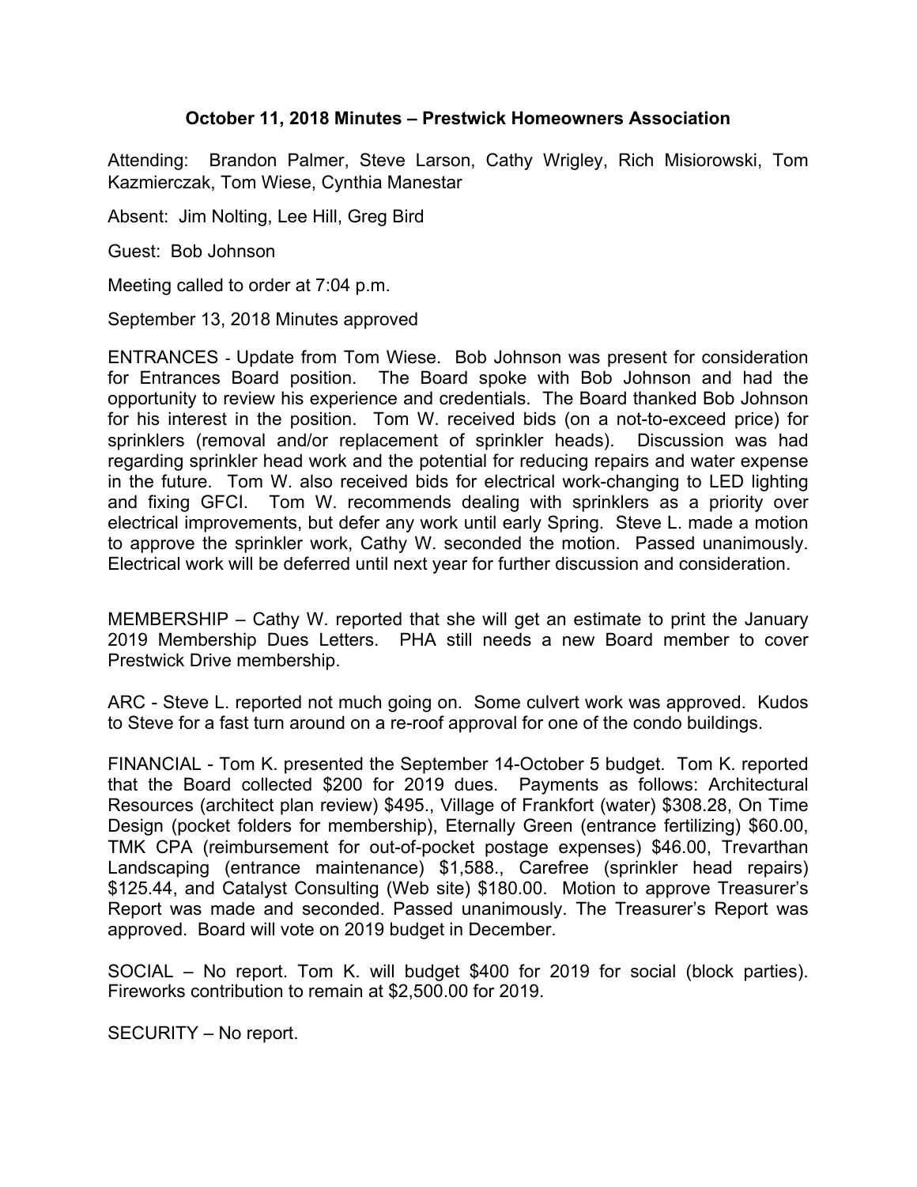**October 11, 2018 Minutes – Prestwick Homeowners Association**

Attending: Brandon Palmer, Steve Larson, Cathy Wrigley, Rich Misiorowski, Tom Kazmierczak, Tom Wiese, Cynthia Manestar

Absent: Jim Nolting, Lee Hill, Greg Bird

Guest: Bob Johnson

Meeting called to order at 7:04 p.m.

September 13, 2018 Minutes approved

ENTRANCES - Update from Tom Wiese. Bob Johnson was present for consideration for Entrances Board position. The Board spoke with Bob Johnson and had the opportunity to review his experience and credentials. The Board thanked Bob Johnson for his interest in the position. Tom W. received bids (on a not-to-exceed price) for sprinklers (removal and/or replacement of sprinkler heads). Discussion was had regarding sprinkler head work and the potential for reducing repairs and water expense in the future. Tom W. also received bids for electrical work-changing to LED lighting and fixing GFCI. Tom W. recommends dealing with sprinklers as a priority over electrical improvements, but defer any work until early Spring. Steve L. made a motion to approve the sprinkler work, Cathy W. seconded the motion. Passed unanimously. Electrical work will be deferred until next year for further discussion and consideration.

MEMBERSHIP – Cathy W. reported that she will get an estimate to print the January 2019 Membership Dues Letters. PHA still needs a new Board member to cover Prestwick Drive membership.

ARC - Steve L. reported not much going on. Some culvert work was approved. Kudos to Steve for a fast turn around on a re-roof approval for one of the condo buildings.

FINANCIAL - Tom K. presented the September 14-October 5 budget. Tom K. reported that the Board collected $200 for 2019 dues. Payments as follows: Architectural Resources (architect plan review) $495., Village of Frankfort (water) $308.28, On Time Design (pocket folders for membership), Eternally Green (entrance fertilizing) $60.00, TMK CPA (reimbursement for out-of-pocket postage expenses) $46.00, Trevarthan Landscaping (entrance maintenance) $1,588., Carefree (sprinkler head repairs) $125.44, and Catalyst Consulting (Web site) $180.00. Motion to approve Treasurer's Report was made and seconded. Passed unanimously. The Treasurer's Report was approved. Board will vote on 2019 budget in December.

SOCIAL – No report. Tom K. will budget $400 for 2019 for social (block parties). Fireworks contribution to remain at $2,500.00 for 2019.

SECURITY – No report.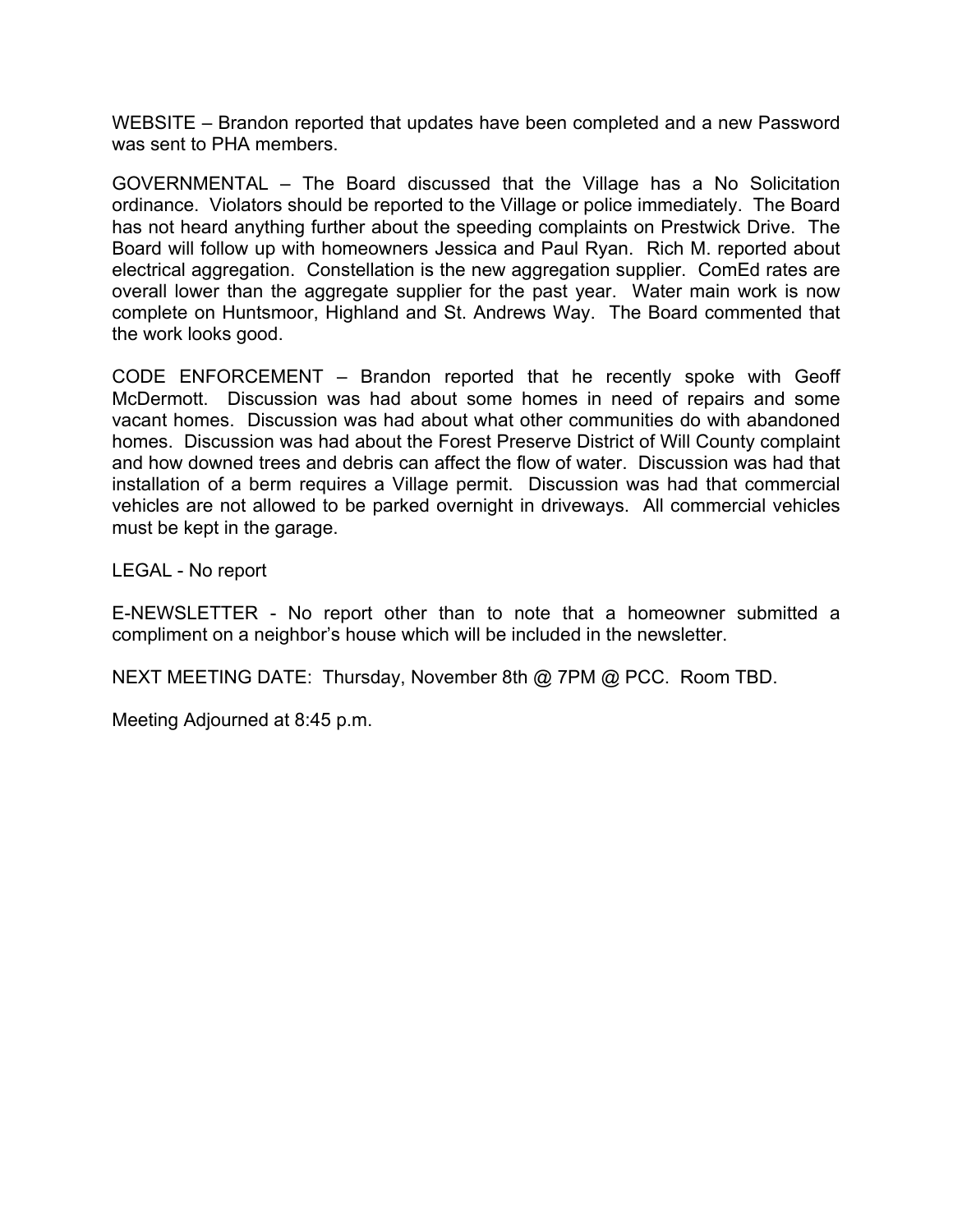WEBSITE – Brandon reported that updates have been completed and a new Password was sent to PHA members.

GOVERNMENTAL – The Board discussed that the Village has a No Solicitation ordinance. Violators should be reported to the Village or police immediately. The Board has not heard anything further about the speeding complaints on Prestwick Drive. The Board will follow up with homeowners Jessica and Paul Ryan. Rich M. reported about electrical aggregation. Constellation is the new aggregation supplier. ComEd rates are overall lower than the aggregate supplier for the past year. Water main work is now complete on Huntsmoor, Highland and St. Andrews Way. The Board commented that the work looks good.

CODE ENFORCEMENT – Brandon reported that he recently spoke with Geoff McDermott. Discussion was had about some homes in need of repairs and some vacant homes. Discussion was had about what other communities do with abandoned homes. Discussion was had about the Forest Preserve District of Will County complaint and how downed trees and debris can affect the flow of water. Discussion was had that installation of a berm requires a Village permit. Discussion was had that commercial vehicles are not allowed to be parked overnight in driveways. All commercial vehicles must be kept in the garage.

LEGAL - No report

E-NEWSLETTER - No report other than to note that a homeowner submitted a compliment on a neighbor's house which will be included in the newsletter.

NEXT MEETING DATE: Thursday, November 8th @ 7PM @ PCC. Room TBD.

Meeting Adjourned at 8:45 p.m.